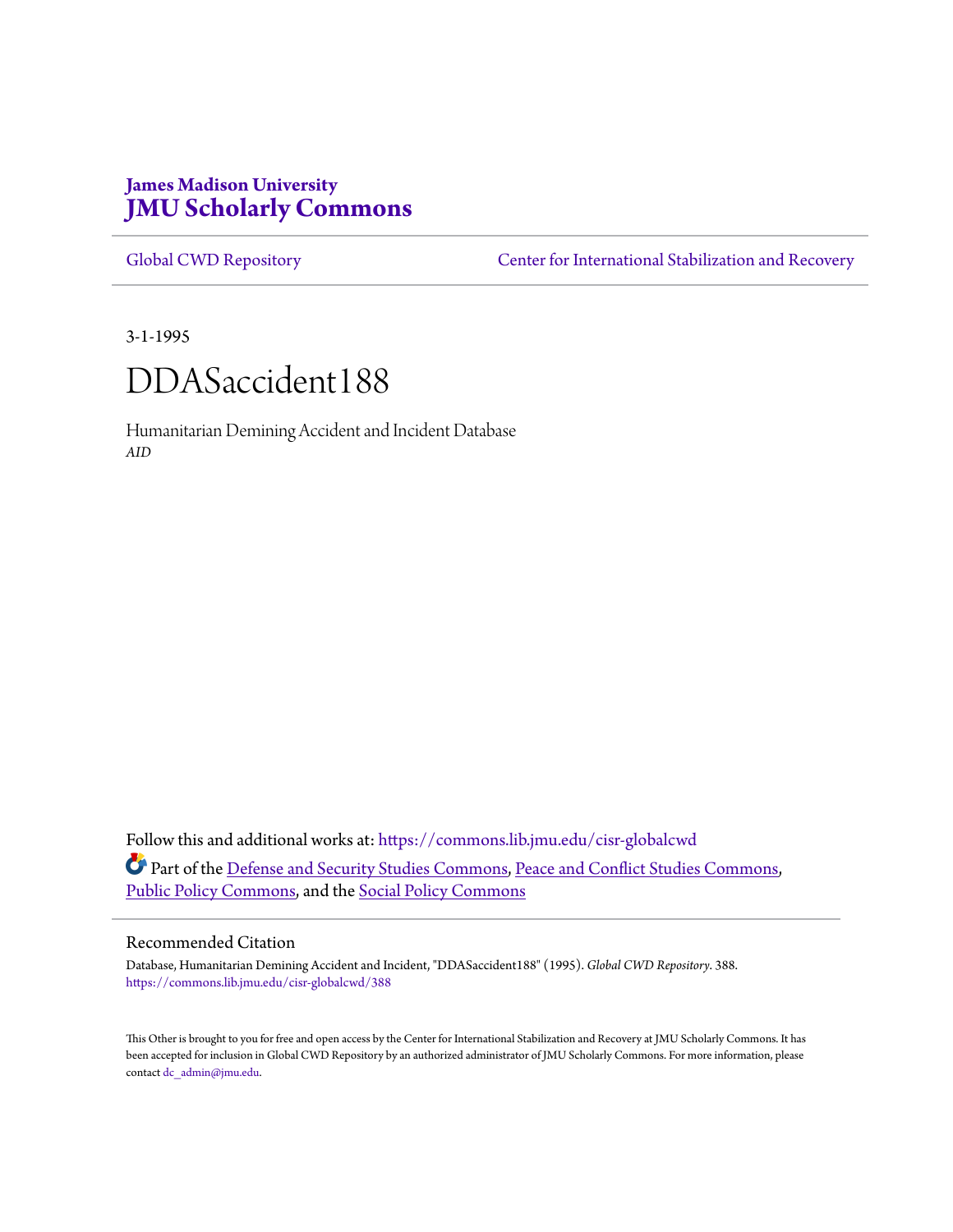James Madison University
# JMU Scholarly Commons

Global CWD Repository | Center for International Stabilization and Recovery

3-1-1995

# DDASaccident188

Humanitarian Demining Accident and Incident Database
*AID*

Follow this and additional works at: https://commons.lib.jmu.edu/cisr-globalcwd

Part of the Defense and Security Studies Commons, Peace and Conflict Studies Commons, Public Policy Commons, and the Social Policy Commons

## Recommended Citation

Database, Humanitarian Demining Accident and Incident, "DDASaccident188" (1995). *Global CWD Repository*. 388.
https://commons.lib.jmu.edu/cisr-globalcwd/388

This Other is brought to you for free and open access by the Center for International Stabilization and Recovery at JMU Scholarly Commons. It has been accepted for inclusion in Global CWD Repository by an authorized administrator of JMU Scholarly Commons. For more information, please contact dc_admin@jmu.edu.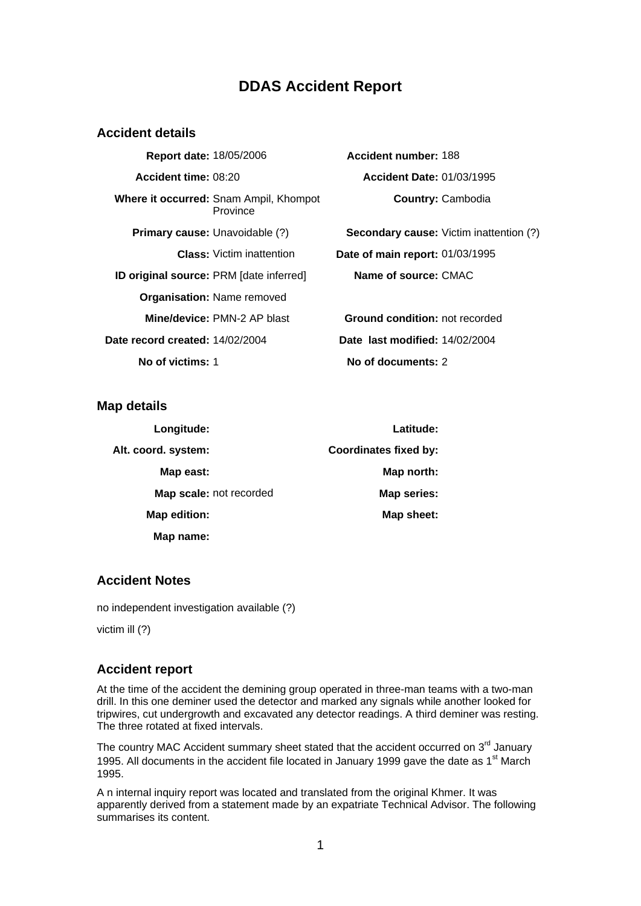# DDAS Accident Report

## Accident details

| | | | |
|---|---|---|---|
| **Report date:** | 18/05/2006 | **Accident number:** | 188 |
| **Accident time:** | 08:20 | **Accident Date:** | 01/03/1995 |
| **Where it occurred:** | Snam Ampil, Khompot Province | **Country:** | Cambodia |
| **Primary cause:** | Unavoidable (?) | **Secondary cause:** | Victim inattention (?) |
| **Class:** | Victim inattention | **Date of main report:** | 01/03/1995 |
| **ID original source:** | PRM [date inferred] | **Name of source:** | CMAC |
| **Organisation:** | Name removed | | |
| **Mine/device:** | PMN-2 AP blast | **Ground condition:** | not recorded |
| **Date record created:** | 14/02/2004 | **Date last modified:** | 14/02/2004 |
| **No of victims:** | 1 | **No of documents:** | 2 |

## Map details

| | | | |
|---|---|---|---|
| **Longitude:** | | **Latitude:** | |
| **Alt. coord. system:** | | **Coordinates fixed by:** | |
| **Map east:** | | **Map north:** | |
| **Map scale:** | not recorded | **Map series:** | |
| **Map edition:** | | **Map sheet:** | |
| **Map name:** | | | |

## Accident Notes

no independent investigation available (?)

victim ill (?)

## Accident report

At the time of the accident the demining group operated in three-man teams with a two-man drill. In this one deminer used the detector and marked any signals while another looked for tripwires, cut undergrowth and excavated any detector readings. A third deminer was resting. The three rotated at fixed intervals.

The country MAC Accident summary sheet stated that the accident occurred on 3rd January 1995. All documents in the accident file located in January 1999 gave the date as 1st March 1995.

A n internal inquiry report was located and translated from the original Khmer. It was apparently derived from a statement made by an expatriate Technical Advisor. The following summarises its content.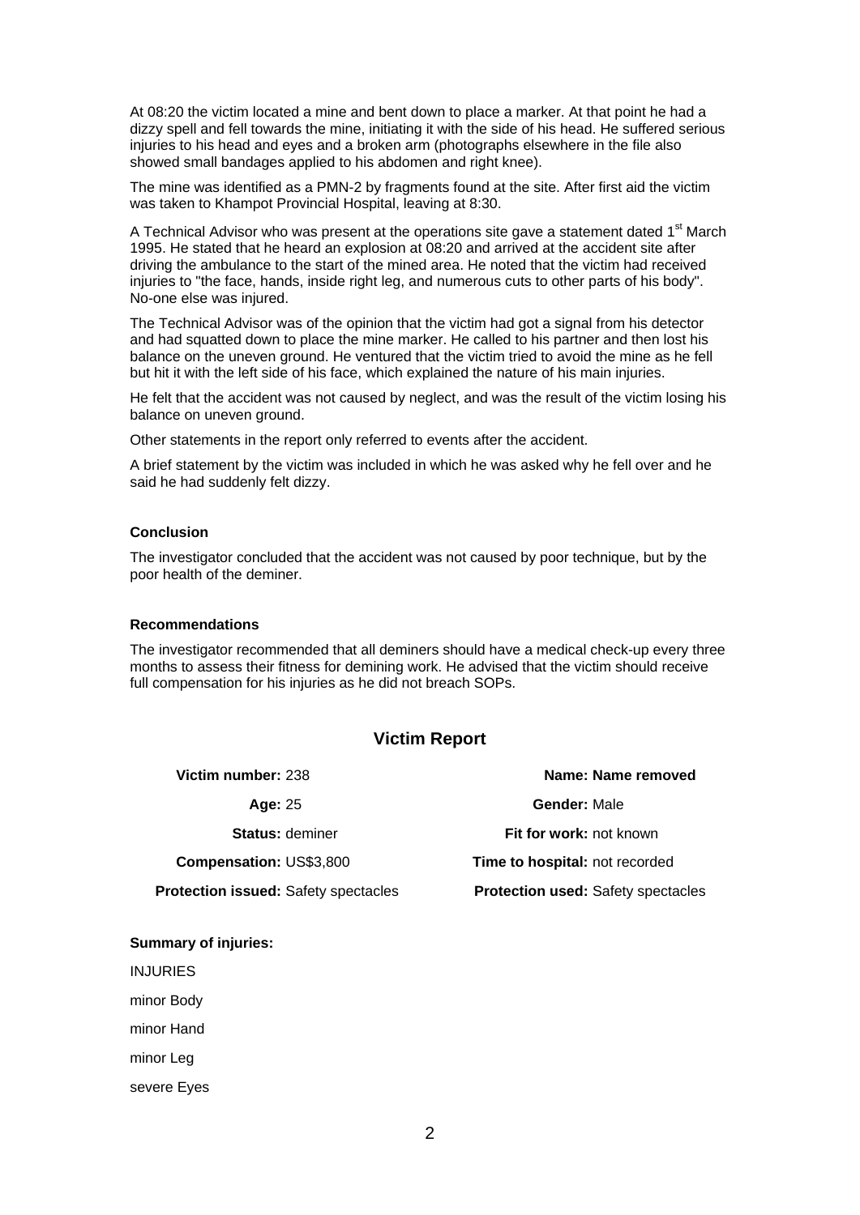At 08:20 the victim located a mine and bent down to place a marker. At that point he had a dizzy spell and fell towards the mine, initiating it with the side of his head. He suffered serious injuries to his head and eyes and a broken arm (photographs elsewhere in the file also showed small bandages applied to his abdomen and right knee).

The mine was identified as a PMN-2 by fragments found at the site. After first aid the victim was taken to Khampot Provincial Hospital, leaving at 8:30.

A Technical Advisor who was present at the operations site gave a statement dated 1st March 1995. He stated that he heard an explosion at 08:20 and arrived at the accident site after driving the ambulance to the start of the mined area. He noted that the victim had received injuries to "the face, hands, inside right leg, and numerous cuts to other parts of his body". No-one else was injured.

The Technical Advisor was of the opinion that the victim had got a signal from his detector and had squatted down to place the mine marker. He called to his partner and then lost his balance on the uneven ground. He ventured that the victim tried to avoid the mine as he fell but hit it with the left side of his face, which explained the nature of his main injuries.

He felt that the accident was not caused by neglect, and was the result of the victim losing his balance on uneven ground.

Other statements in the report only referred to events after the accident.

A brief statement by the victim was included in which he was asked why he fell over and he said he had suddenly felt dizzy.

#### Conclusion

The investigator concluded that the accident was not caused by poor technique, but by the poor health of the deminer.

#### Recommendations

The investigator recommended that all deminers should have a medical check-up every three months to assess their fitness for demining work. He advised that the victim should receive full compensation for his injuries as he did not breach SOPs.

### Victim Report

**Victim number:** 238 **Name: Name removed**

**Age:** 25 **Gender:** Male

**Status:** deminer **Fit for work:** not known

**Compensation:** US$3,800 **Time to hospital:** not recorded

**Protection issued:** Safety spectacles **Protection used:** Safety spectacles

**Summary of injuries:**

INJURIES

minor Body

minor Hand

minor Leg

severe Eyes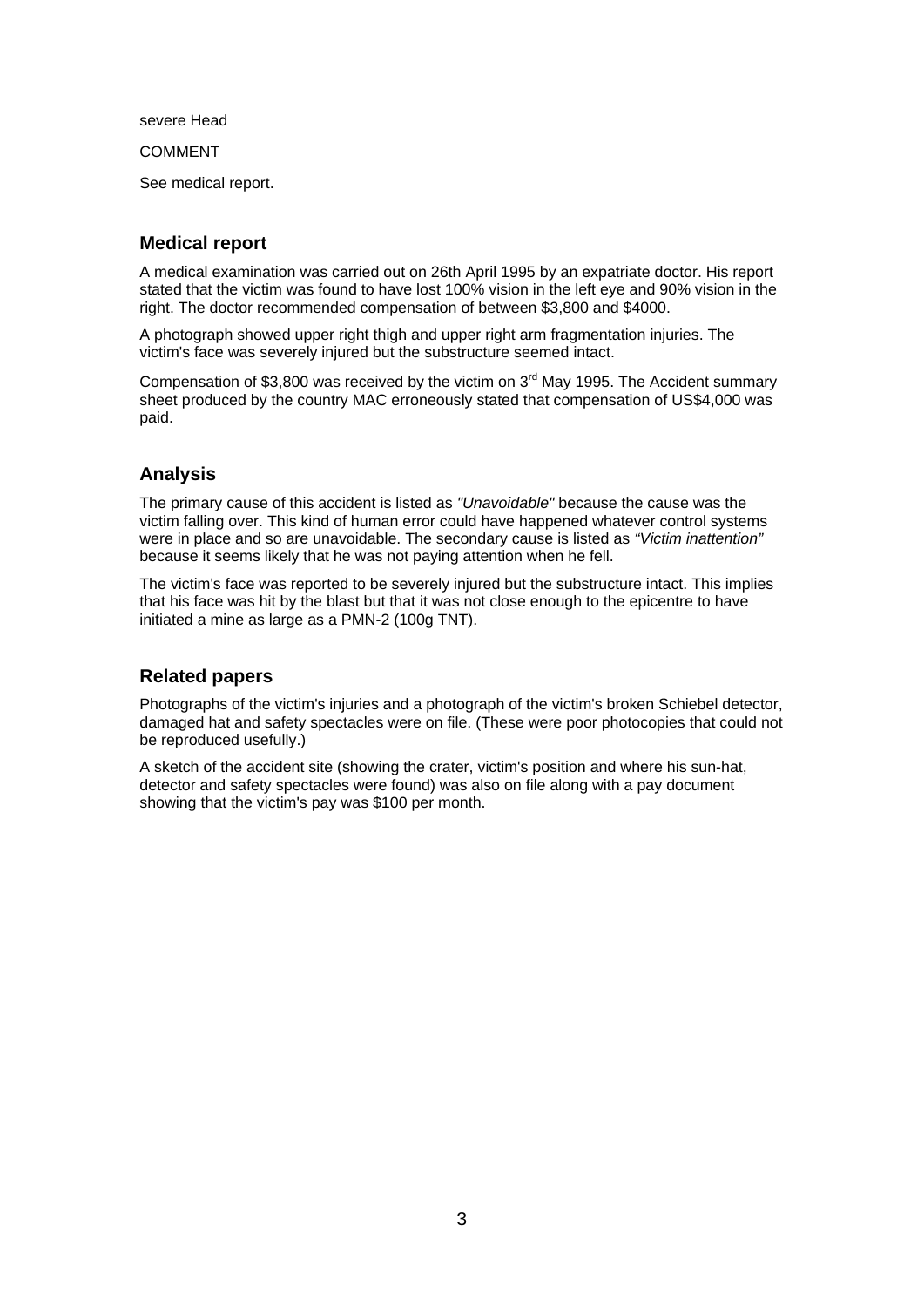severe Head

COMMENT

See medical report.

## Medical report

A medical examination was carried out on 26th April 1995 by an expatriate doctor. His report stated that the victim was found to have lost 100% vision in the left eye and 90% vision in the right. The doctor recommended compensation of between $3,800 and $4000.

A photograph showed upper right thigh and upper right arm fragmentation injuries. The victim's face was severely injured but the substructure seemed intact.

Compensation of $3,800 was received by the victim on 3rd May 1995. The Accident summary sheet produced by the country MAC erroneously stated that compensation of US$4,000 was paid.

## Analysis

The primary cause of this accident is listed as *"Unavoidable"* because the cause was the victim falling over. This kind of human error could have happened whatever control systems were in place and so are unavoidable. The secondary cause is listed as *"Victim inattention"* because it seems likely that he was not paying attention when he fell.

The victim's face was reported to be severely injured but the substructure intact. This implies that his face was hit by the blast but that it was not close enough to the epicentre to have initiated a mine as large as a PMN-2 (100g TNT).

## Related papers

Photographs of the victim's injuries and a photograph of the victim's broken Schiebel detector, damaged hat and safety spectacles were on file. (These were poor photocopies that could not be reproduced usefully.)

A sketch of the accident site (showing the crater, victim's position and where his sun-hat, detector and safety spectacles were found) was also on file along with a pay document showing that the victim's pay was $100 per month.